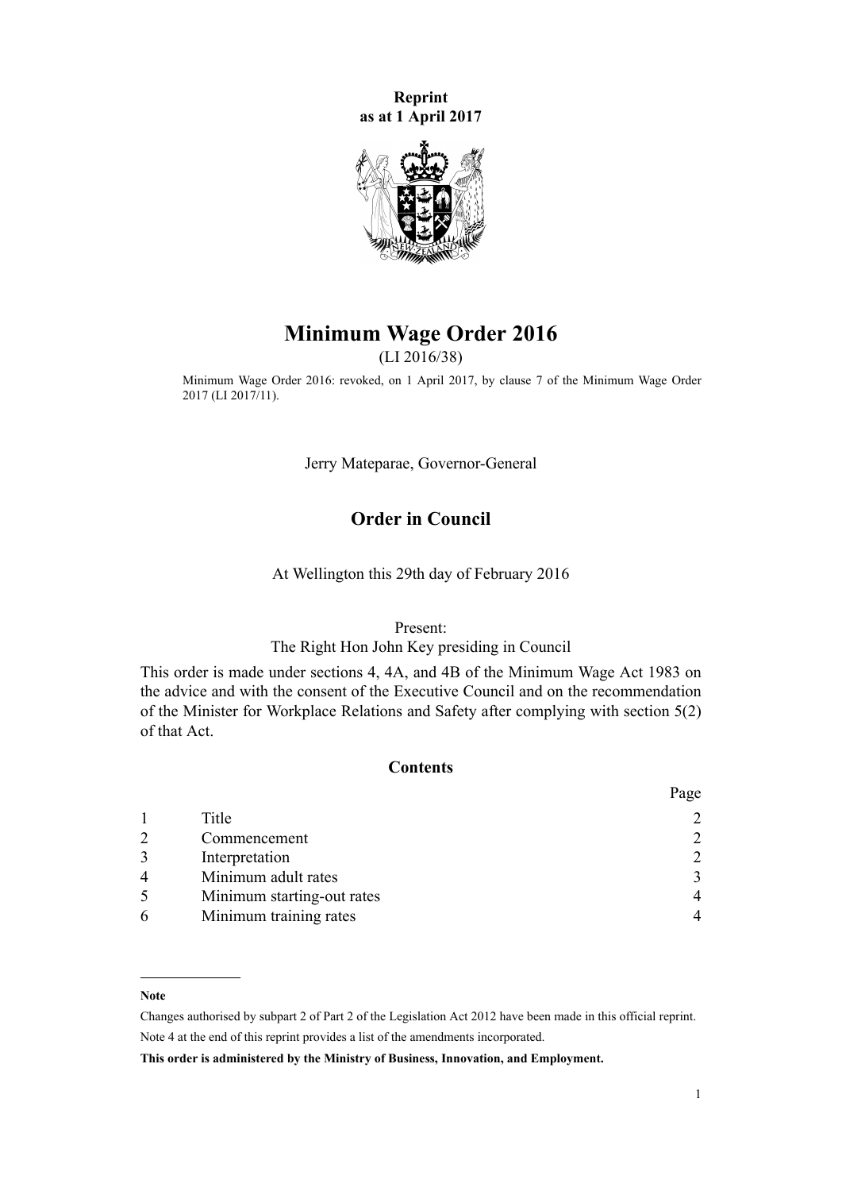**Reprint**
**as at 1 April 2017**

# Minimum Wage Order 2016

(LI 2016/38)

Minimum Wage Order 2016: revoked, on 1 April 2017, by clause 7 of the Minimum Wage Order 2017 (LI 2017/11).

Jerry Mateparae, Governor-General

## Order in Council

At Wellington this 29th day of February 2016

Present:
The Right Hon John Key presiding in Council

This order is made under sections 4, 4A, and 4B of the Minimum Wage Act 1983 on the advice and with the consent of the Executive Council and on the recommendation of the Minister for Workplace Relations and Safety after complying with section 5(2) of that Act.

### Contents

| | | Page |
|---|---|---|
| 1 | Title | 2 |
| 2 | Commencement | 2 |
| 3 | Interpretation | 2 |
| 4 | Minimum adult rates | 3 |
| 5 | Minimum starting-out rates | 4 |
| 6 | Minimum training rates | 4 |

---

**Note**

Changes authorised by subpart 2 of Part 2 of the Legislation Act 2012 have been made in this official reprint.

Note 4 at the end of this reprint provides a list of the amendments incorporated.

**This order is administered by the Ministry of Business, Innovation, and Employment.**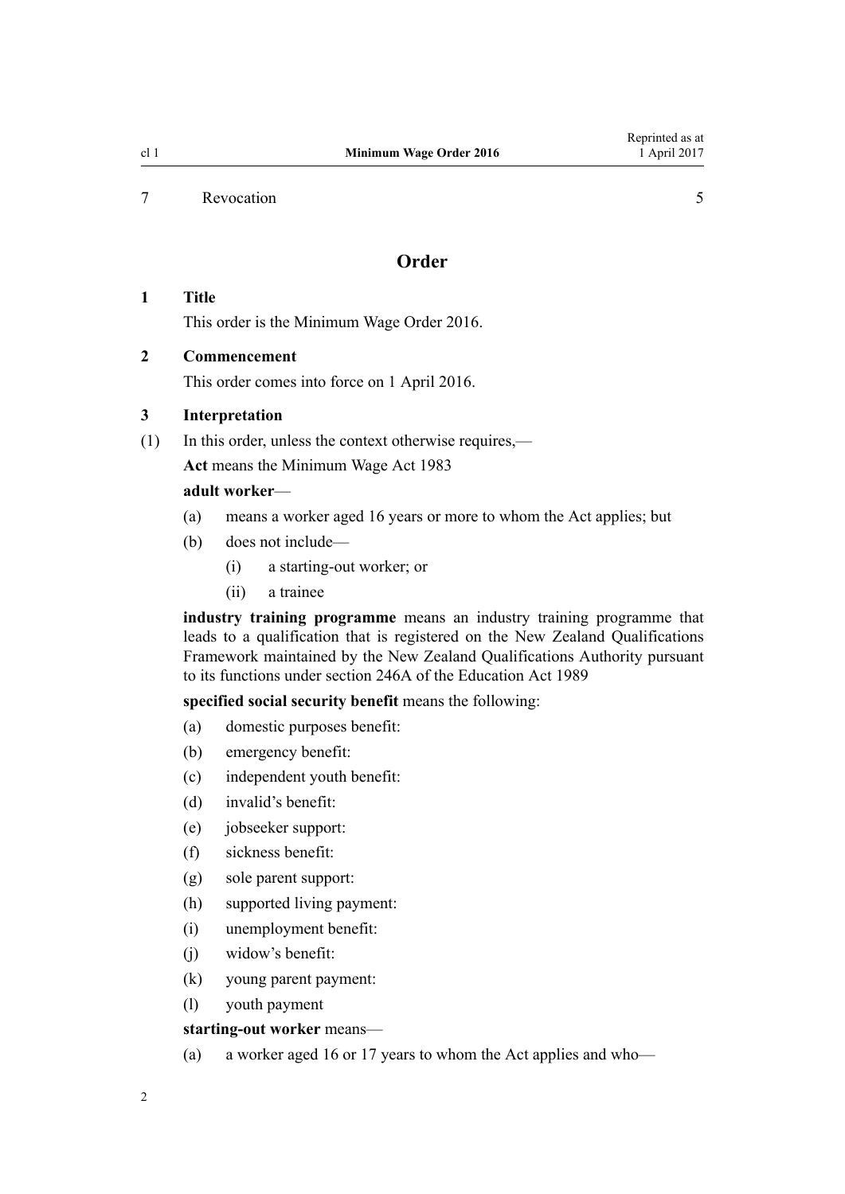7 Revocation 5

## Order

### 1 Title

This order is the Minimum Wage Order 2016.

### 2 Commencement

This order comes into force on 1 April 2016.

### 3 Interpretation

(1) In this order, unless the context otherwise requires,—

**Act** means the Minimum Wage Act 1983

**adult worker**—

(a) means a worker aged 16 years or more to whom the Act applies; but

(b) does not include—

(i) a starting-out worker; or

(ii) a trainee

**industry training programme** means an industry training programme that leads to a qualification that is registered on the New Zealand Qualifications Framework maintained by the New Zealand Qualifications Authority pursuant to its functions under section 246A of the Education Act 1989

**specified social security benefit** means the following:

(a) domestic purposes benefit:

(b) emergency benefit:

(c) independent youth benefit:

(d) invalid's benefit:

(e) jobseeker support:

(f) sickness benefit:

(g) sole parent support:

(h) supported living payment:

(i) unemployment benefit:

(j) widow's benefit:

(k) young parent payment:

(l) youth payment

**starting-out worker** means—

(a) a worker aged 16 or 17 years to whom the Act applies and who—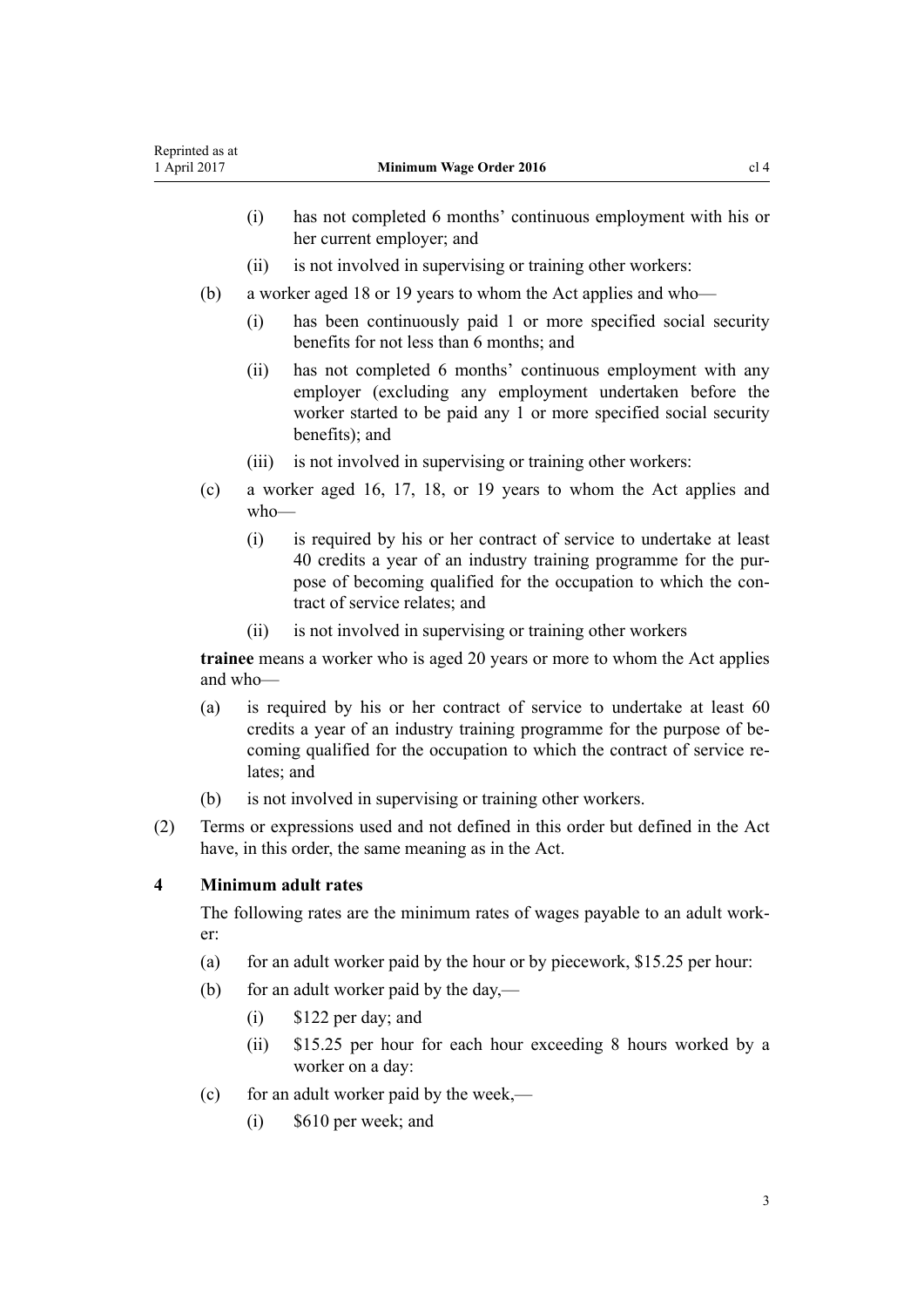- (i) has not completed 6 months' continuous employment with his or her current employer; and
- (ii) is not involved in supervising or training other workers:

(b) a worker aged 18 or 19 years to whom the Act applies and who—

- (i) has been continuously paid 1 or more specified social security benefits for not less than 6 months; and
- (ii) has not completed 6 months' continuous employment with any employer (excluding any employment undertaken before the worker started to be paid any 1 or more specified social security benefits); and
- (iii) is not involved in supervising or training other workers:

(c) a worker aged 16, 17, 18, or 19 years to whom the Act applies and who—

- (i) is required by his or her contract of service to undertake at least 40 credits a year of an industry training programme for the purpose of becoming qualified for the occupation to which the contract of service relates; and
- (ii) is not involved in supervising or training other workers

**trainee** means a worker who is aged 20 years or more to whom the Act applies and who—

- (a) is required by his or her contract of service to undertake at least 60 credits a year of an industry training programme for the purpose of becoming qualified for the occupation to which the contract of service relates; and
- (b) is not involved in supervising or training other workers.

(2) Terms or expressions used and not defined in this order but defined in the Act have, in this order, the same meaning as in the Act.

## 4 Minimum adult rates

The following rates are the minimum rates of wages payable to an adult worker:

- (a) for an adult worker paid by the hour or by piecework, $15.25 per hour:
- (b) for an adult worker paid by the day,—
  - (i) $122 per day; and
  - (ii) $15.25 per hour for each hour exceeding 8 hours worked by a worker on a day:
- (c) for an adult worker paid by the week,—
  - (i) $610 per week; and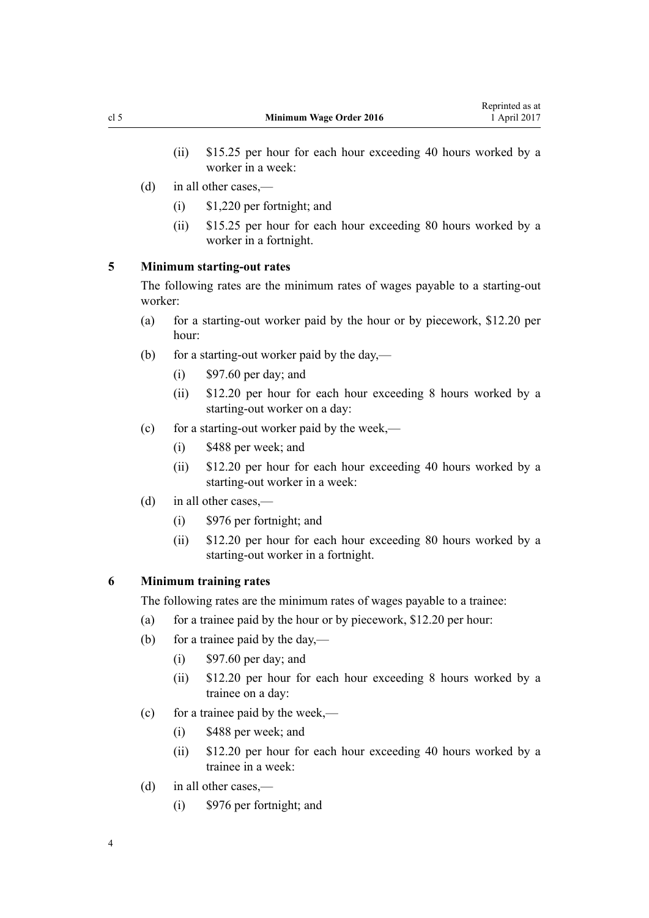- (ii) $15.25 per hour for each hour exceeding 40 hours worked by a worker in a week:
- (d) in all other cases,—
  - (i) $1,220 per fortnight; and
  - (ii) $15.25 per hour for each hour exceeding 80 hours worked by a worker in a fortnight.

### 5 Minimum starting-out rates

The following rates are the minimum rates of wages payable to a starting-out worker:

- (a) for a starting-out worker paid by the hour or by piecework, $12.20 per hour:
- (b) for a starting-out worker paid by the day,—
  - (i) $97.60 per day; and
  - (ii) $12.20 per hour for each hour exceeding 8 hours worked by a starting-out worker on a day:
- (c) for a starting-out worker paid by the week,—
  - (i) $488 per week; and
  - (ii) $12.20 per hour for each hour exceeding 40 hours worked by a starting-out worker in a week:
- (d) in all other cases,—
  - (i) $976 per fortnight; and
  - (ii) $12.20 per hour for each hour exceeding 80 hours worked by a starting-out worker in a fortnight.

### 6 Minimum training rates

The following rates are the minimum rates of wages payable to a trainee:

- (a) for a trainee paid by the hour or by piecework, $12.20 per hour:
- (b) for a trainee paid by the day,—
  - (i) $97.60 per day; and
  - (ii) $12.20 per hour for each hour exceeding 8 hours worked by a trainee on a day:
- (c) for a trainee paid by the week,—
  - (i) $488 per week; and
  - (ii) $12.20 per hour for each hour exceeding 40 hours worked by a trainee in a week:
- (d) in all other cases,—
  - (i) $976 per fortnight; and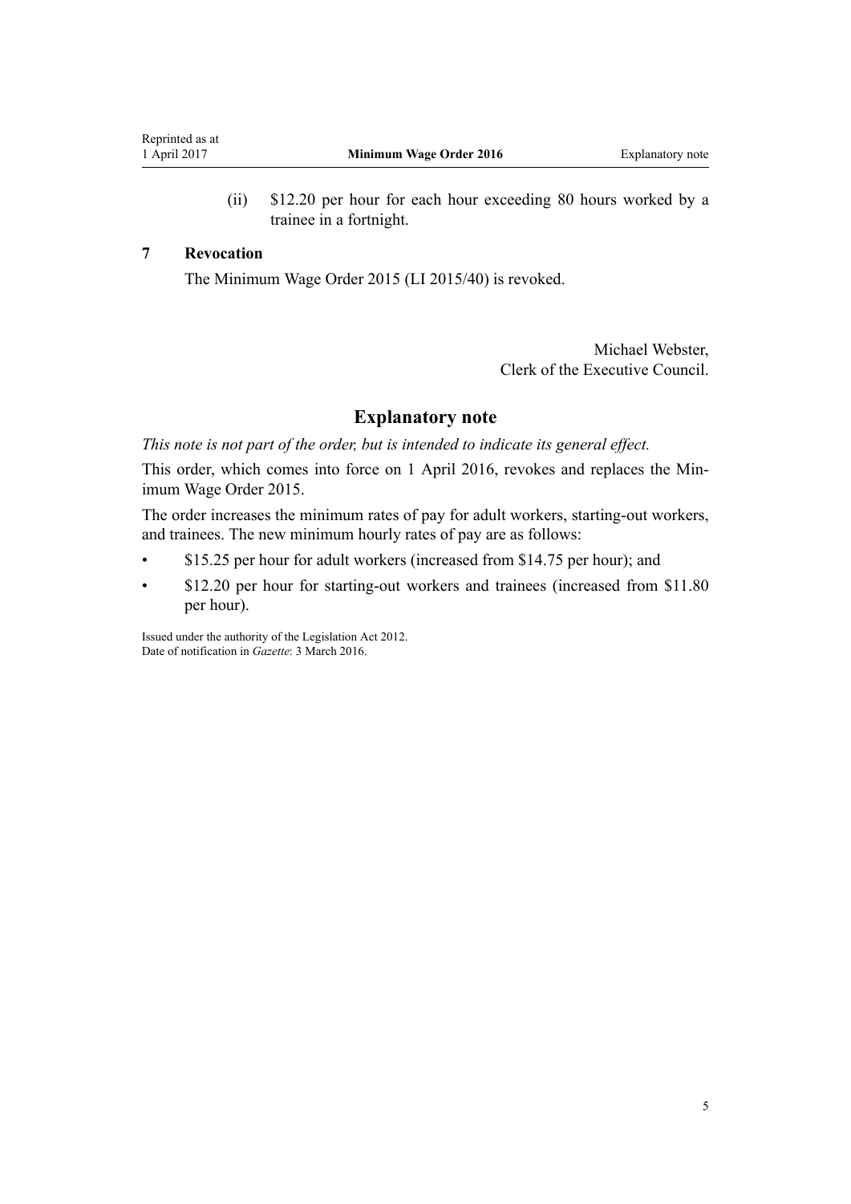(ii) $12.20 per hour for each hour exceeding 80 hours worked by a trainee in a fortnight.

### 7 Revocation

The Minimum Wage Order 2015 (LI 2015/40) is revoked.

Michael Webster,
Clerk of the Executive Council.

## Explanatory note

*This note is not part of the order, but is intended to indicate its general effect.*

This order, which comes into force on 1 April 2016, revokes and replaces the Minimum Wage Order 2015.

The order increases the minimum rates of pay for adult workers, starting-out workers, and trainees. The new minimum hourly rates of pay are as follows:

- $15.25 per hour for adult workers (increased from $14.75 per hour); and
- $12.20 per hour for starting-out workers and trainees (increased from $11.80 per hour).

Issued under the authority of the Legislation Act 2012.
Date of notification in *Gazette*: 3 March 2016.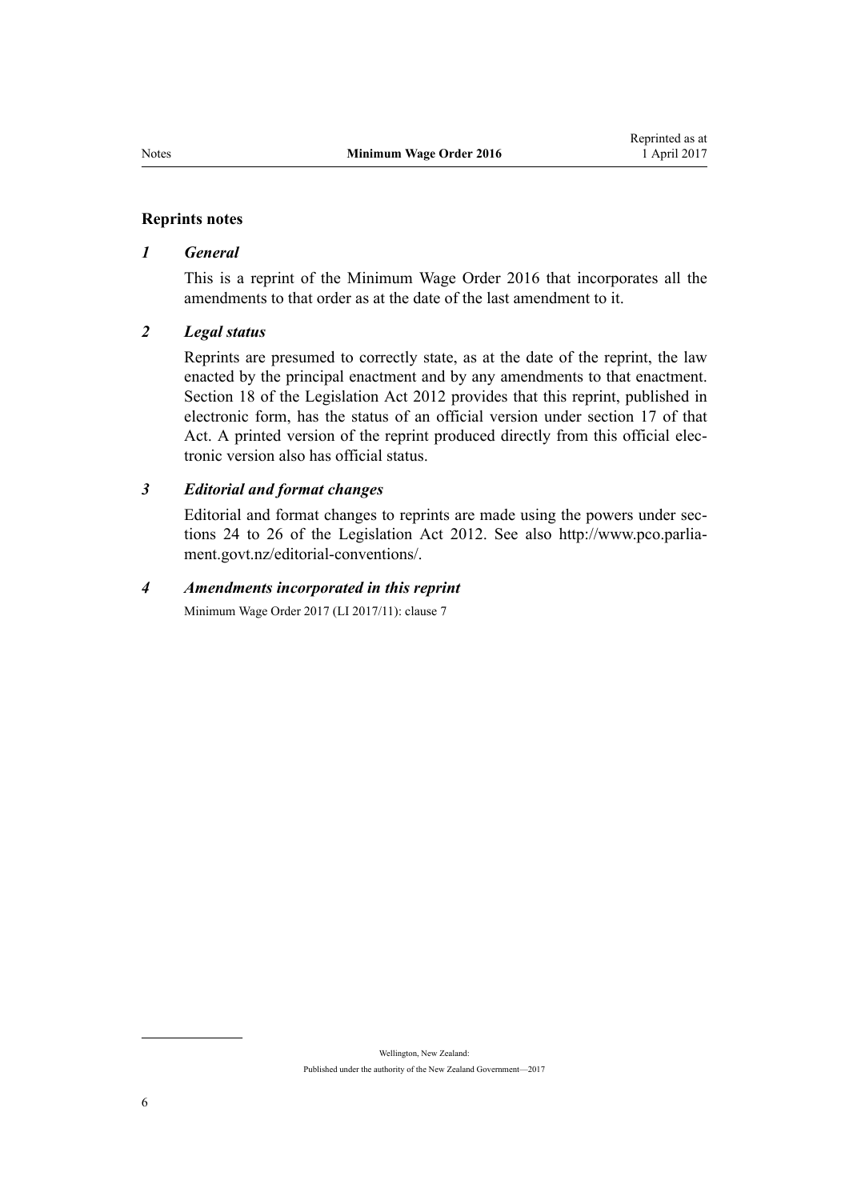## Reprints notes

### *1 General*

This is a reprint of the Minimum Wage Order 2016 that incorporates all the amendments to that order as at the date of the last amendment to it.

### *2 Legal status*

Reprints are presumed to correctly state, as at the date of the reprint, the law enacted by the principal enactment and by any amendments to that enactment. Section 18 of the Legislation Act 2012 provides that this reprint, published in electronic form, has the status of an official version under section 17 of that Act. A printed version of the reprint produced directly from this official electronic version also has official status.

### *3 Editorial and format changes*

Editorial and format changes to reprints are made using the powers under sections 24 to 26 of the Legislation Act 2012. See also http://www.pco.parliament.govt.nz/editorial-conventions/.

### *4 Amendments incorporated in this reprint*

Minimum Wage Order 2017 (LI 2017/11): clause 7

Wellington, New Zealand:

Published under the authority of the New Zealand Government—2017